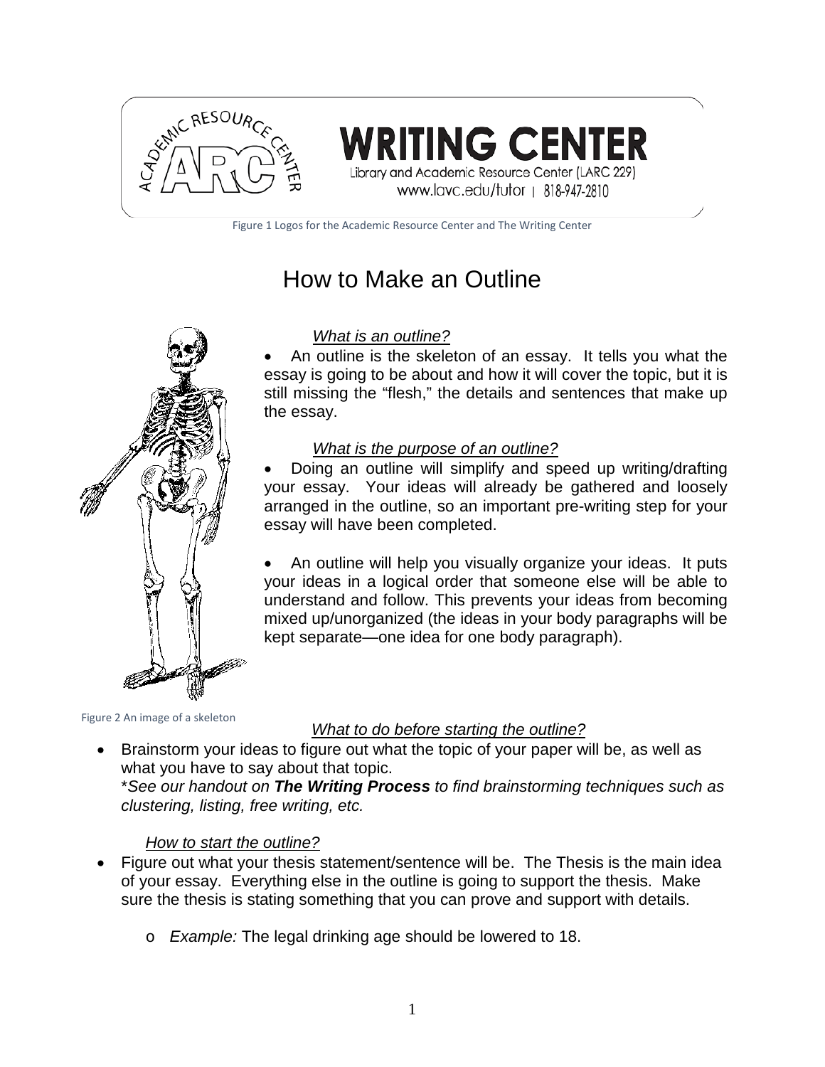Figure 1 Logos for the Academic Resource Center and The Writing Center

# How to Make an Outline

*What is an outline?*

- An outline is the skeleton of an essay. It tells you what the essay is going to be about and how it will cover the topic, but it is still missing the "flesh," the details and sentences that make up the essay.

*What is the purpose of an outline?*

- Doing an outline will simplify and speed up writing/drafting your essay. Your ideas will already be gathered and loosely arranged in the outline, so an important pre-writing step for your essay will have been completed.

- An outline will help you visually organize your ideas. It puts your ideas in a logical order that someone else will be able to understand and follow. This prevents your ideas from becoming mixed up/unorganized (the ideas in your body paragraphs will be kept separate—one idea for one body paragraph).

Figure 2 An image of a skeleton

*What to do before starting the outline?*

- Brainstorm your ideas to figure out what the topic of your paper will be, as well as what you have to say about that topic.
  *\*See our handout on **The Writing Process** to find brainstorming techniques such as clustering, listing, free writing, etc.*

*How to start the outline?*

- Figure out what your thesis statement/sentence will be. The Thesis is the main idea of your essay. Everything else in the outline is going to support the thesis. Make sure the thesis is stating something that you can prove and support with details.
  - *Example:* The legal drinking age should be lowered to 18.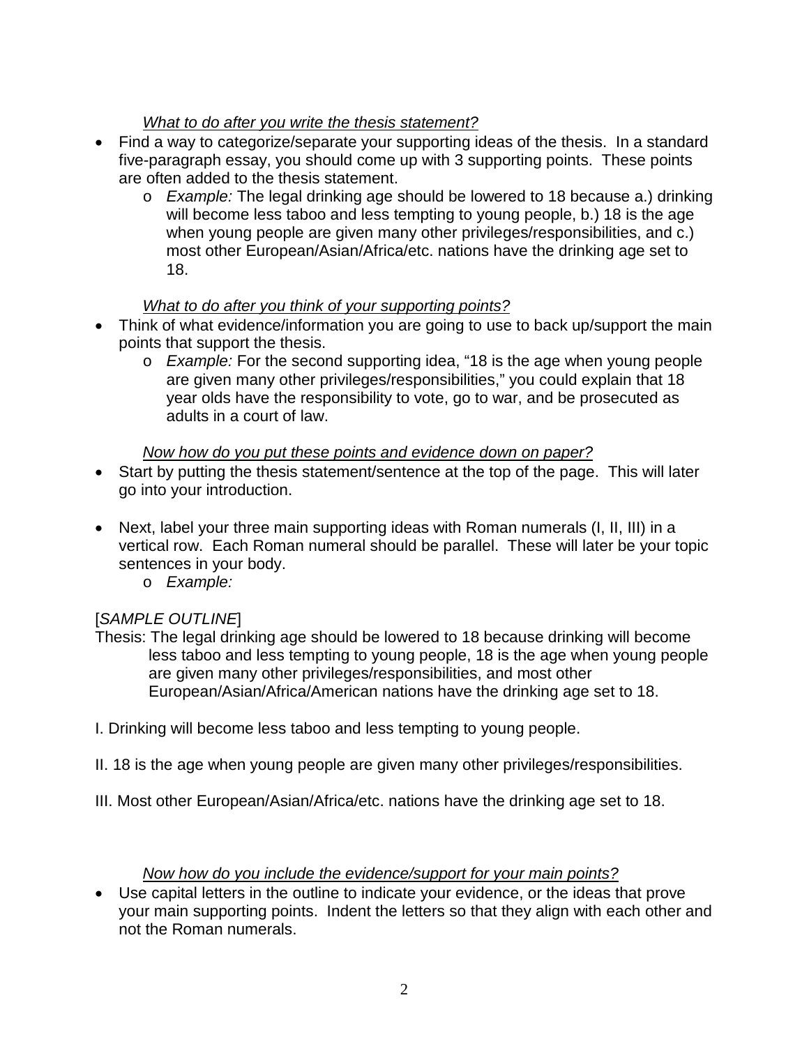*<u>What to do after you write the thesis statement?</u>*

- Find a way to categorize/separate your supporting ideas of the thesis. In a standard five-paragraph essay, you should come up with 3 supporting points. These points are often added to the thesis statement.
  - *Example:* The legal drinking age should be lowered to 18 because a.) drinking will become less taboo and less tempting to young people, b.) 18 is the age when young people are given many other privileges/responsibilities, and c.) most other European/Asian/Africa/etc. nations have the drinking age set to 18.

*<u>What to do after you think of your supporting points?</u>*

- Think of what evidence/information you are going to use to back up/support the main points that support the thesis.
  - *Example:* For the second supporting idea, "18 is the age when young people are given many other privileges/responsibilities," you could explain that 18 year olds have the responsibility to vote, go to war, and be prosecuted as adults in a court of law.

*<u>Now how do you put these points and evidence down on paper?</u>*

- Start by putting the thesis statement/sentence at the top of the page. This will later go into your introduction.

- Next, label your three main supporting ideas with Roman numerals (I, II, III) in a vertical row. Each Roman numeral should be parallel. These will later be your topic sentences in your body.
  - *Example:*

[*SAMPLE OUTLINE*]

Thesis: The legal drinking age should be lowered to 18 because drinking will become less taboo and less tempting to young people, 18 is the age when young people are given many other privileges/responsibilities, and most other European/Asian/Africa/American nations have the drinking age set to 18.

I. Drinking will become less taboo and less tempting to young people.

II. 18 is the age when young people are given many other privileges/responsibilities.

III. Most other European/Asian/Africa/etc. nations have the drinking age set to 18.

*<u>Now how do you include the evidence/support for your main points?</u>*

- Use capital letters in the outline to indicate your evidence, or the ideas that prove your main supporting points. Indent the letters so that they align with each other and not the Roman numerals.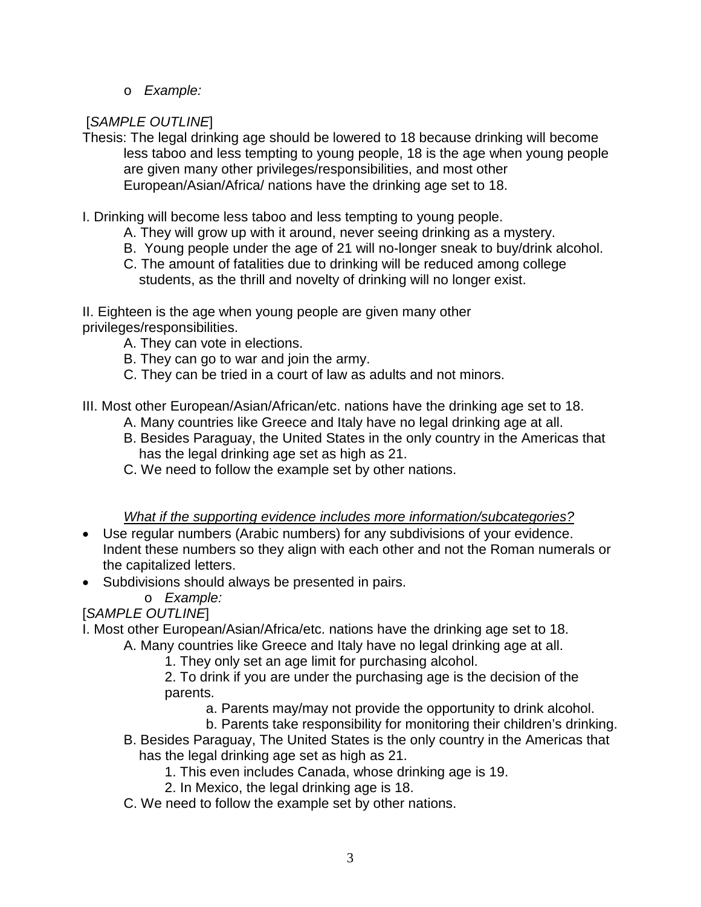- *Example:*

[*SAMPLE OUTLINE*]

Thesis: The legal drinking age should be lowered to 18 because drinking will become less taboo and less tempting to young people, 18 is the age when young people are given many other privileges/responsibilities, and most other European/Asian/Africa/ nations have the drinking age set to 18.

I. Drinking will become less taboo and less tempting to young people.
- A. They will grow up with it around, never seeing drinking as a mystery.
- B. Young people under the age of 21 will no-longer sneak to buy/drink alcohol.
- C. The amount of fatalities due to drinking will be reduced among college students, as the thrill and novelty of drinking will no longer exist.

II. Eighteen is the age when young people are given many other privileges/responsibilities.
- A. They can vote in elections.
- B. They can go to war and join the army.
- C. They can be tried in a court of law as adults and not minors.

III. Most other European/Asian/African/etc. nations have the drinking age set to 18.
- A. Many countries like Greece and Italy have no legal drinking age at all.
- B. Besides Paraguay, the United States in the only country in the Americas that has the legal drinking age set as high as 21.
- C. We need to follow the example set by other nations.

*What if the supporting evidence includes more information/subcategories?*

- Use regular numbers (Arabic numbers) for any subdivisions of your evidence. Indent these numbers so they align with each other and not the Roman numerals or the capitalized letters.
- Subdivisions should always be presented in pairs.
  - *Example:*

[*SAMPLE OUTLINE*]

I. Most other European/Asian/Africa/etc. nations have the drinking age set to 18.
- A. Many countries like Greece and Italy have no legal drinking age at all.
  - 1. They only set an age limit for purchasing alcohol.
  - 2. To drink if you are under the purchasing age is the decision of the parents.
    - a. Parents may/may not provide the opportunity to drink alcohol.
    - b. Parents take responsibility for monitoring their children's drinking.
- B. Besides Paraguay, The United States is the only country in the Americas that has the legal drinking age set as high as 21.
  - 1. This even includes Canada, whose drinking age is 19.
  - 2. In Mexico, the legal drinking age is 18.
- C. We need to follow the example set by other nations.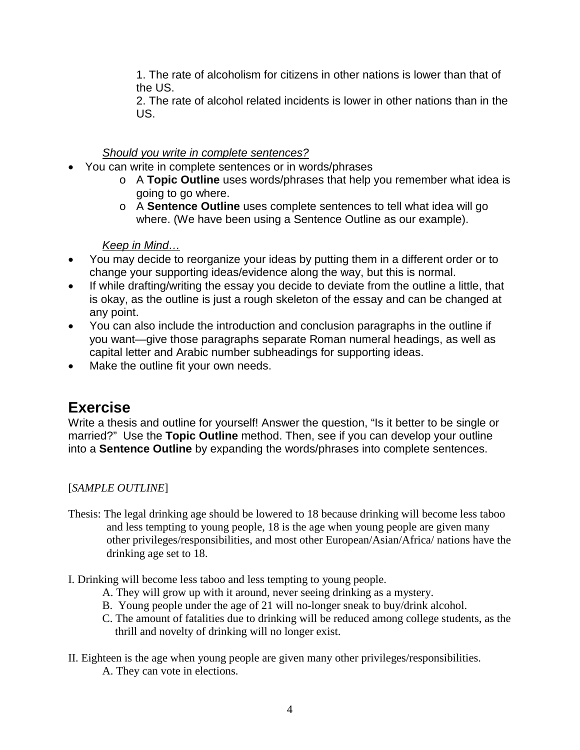1. The rate of alcoholism for citizens in other nations is lower than that of the US.
2. The rate of alcohol related incidents is lower in other nations than in the US.

*Should you write in complete sentences?*

- You can write in complete sentences or in words/phrases
    - A **Topic Outline** uses words/phrases that help you remember what idea is going to go where.
    - A **Sentence Outline** uses complete sentences to tell what idea will go where. (We have been using a Sentence Outline as our example).

*Keep in Mind…*

- You may decide to reorganize your ideas by putting them in a different order or to change your supporting ideas/evidence along the way, but this is normal.
- If while drafting/writing the essay you decide to deviate from the outline a little, that is okay, as the outline is just a rough skeleton of the essay and can be changed at any point.
- You can also include the introduction and conclusion paragraphs in the outline if you want—give those paragraphs separate Roman numeral headings, as well as capital letter and Arabic number subheadings for supporting ideas.
- Make the outline fit your own needs.

## Exercise

Write a thesis and outline for yourself! Answer the question, "Is it better to be single or married?" Use the **Topic Outline** method. Then, see if you can develop your outline into a **Sentence Outline** by expanding the words/phrases into complete sentences.

[*SAMPLE OUTLINE*]

Thesis: The legal drinking age should be lowered to 18 because drinking will become less taboo and less tempting to young people, 18 is the age when young people are given many other privileges/responsibilities, and most other European/Asian/Africa/ nations have the drinking age set to 18.

I. Drinking will become less taboo and less tempting to young people.
   A. They will grow up with it around, never seeing drinking as a mystery.
   B. Young people under the age of 21 will no-longer sneak to buy/drink alcohol.
   C. The amount of fatalities due to drinking will be reduced among college students, as the thrill and novelty of drinking will no longer exist.

II. Eighteen is the age when young people are given many other privileges/responsibilities.
   A. They can vote in elections.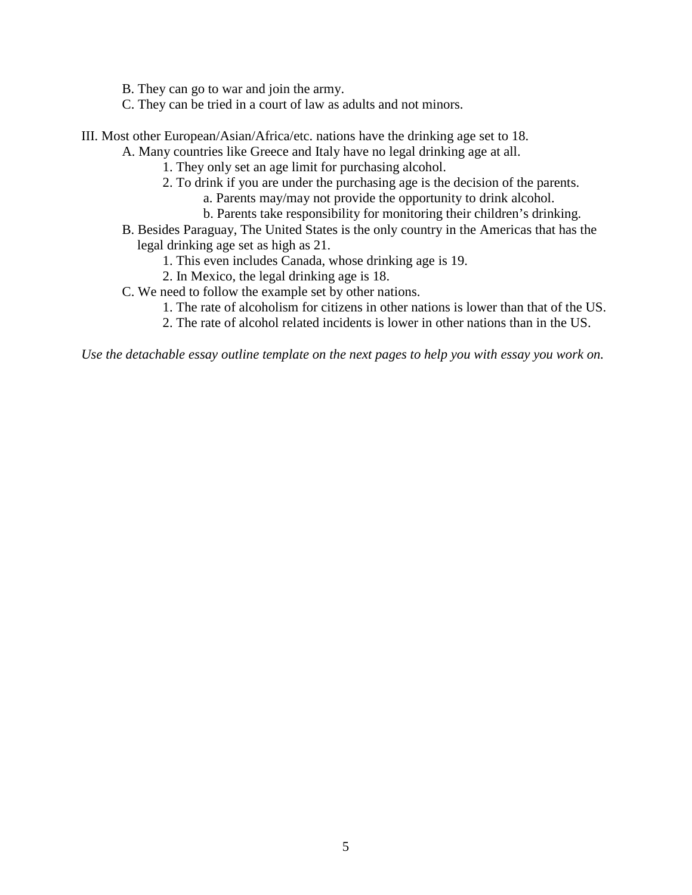B. They can go to war and join the army.

C. They can be tried in a court of law as adults and not minors.

III. Most other European/Asian/Africa/etc. nations have the drinking age set to 18.

- A. Many countries like Greece and Italy have no legal drinking age at all.
  - 1. They only set an age limit for purchasing alcohol.
  - 2. To drink if you are under the purchasing age is the decision of the parents.
    - a. Parents may/may not provide the opportunity to drink alcohol.
    - b. Parents take responsibility for monitoring their children's drinking.
- B. Besides Paraguay, The United States is the only country in the Americas that has the legal drinking age set as high as 21.
  - 1. This even includes Canada, whose drinking age is 19.
  - 2. In Mexico, the legal drinking age is 18.
- C. We need to follow the example set by other nations.
  - 1. The rate of alcoholism for citizens in other nations is lower than that of the US.
  - 2. The rate of alcohol related incidents is lower in other nations than in the US.

*Use the detachable essay outline template on the next pages to help you with essay you work on.*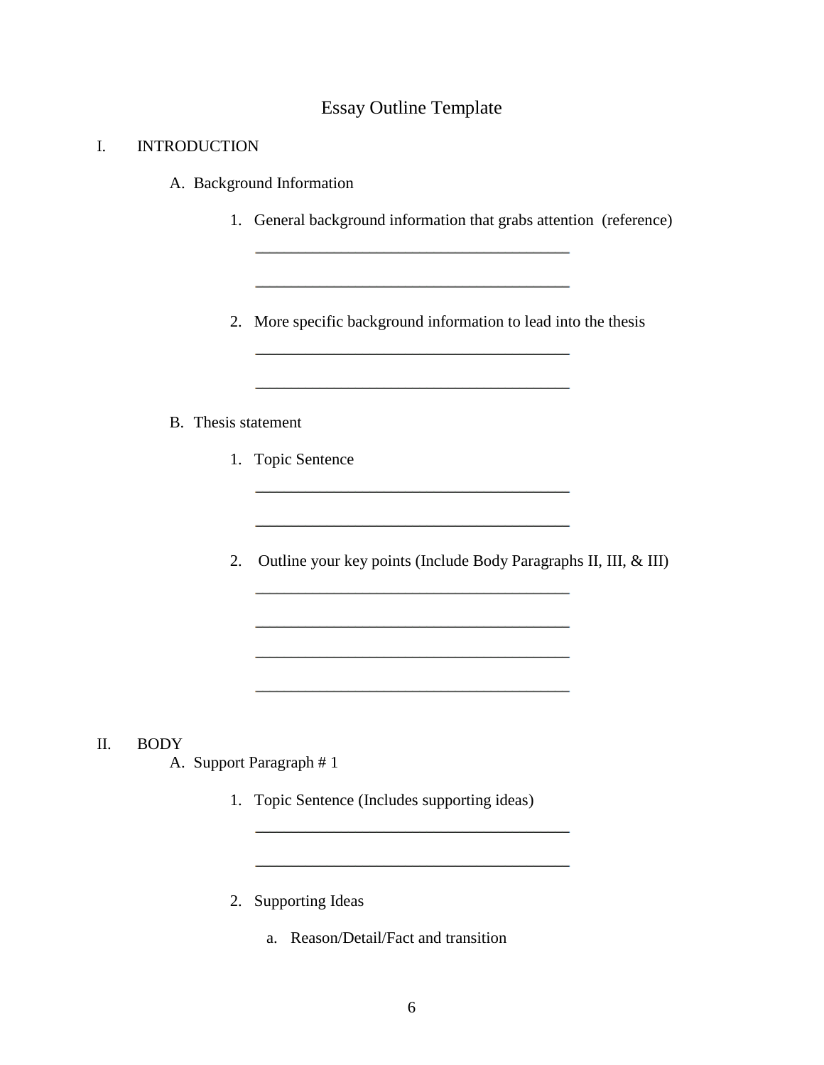# Essay Outline Template

I. INTRODUCTION

A. Background Information

1. General background information that grabs attention (reference)

 ________________________________________

 ________________________________________

2. More specific background information to lead into the thesis

 ________________________________________

 ________________________________________

B. Thesis statement

1. Topic Sentence

 ________________________________________

 ________________________________________

2. Outline your key points (Include Body Paragraphs II, III, & III)

 ________________________________________

 ________________________________________

 ________________________________________

 ________________________________________

II. BODY

A. Support Paragraph # 1

1. Topic Sentence (Includes supporting ideas)

 ________________________________________

 ________________________________________

2. Supporting Ideas

 a. Reason/Detail/Fact and transition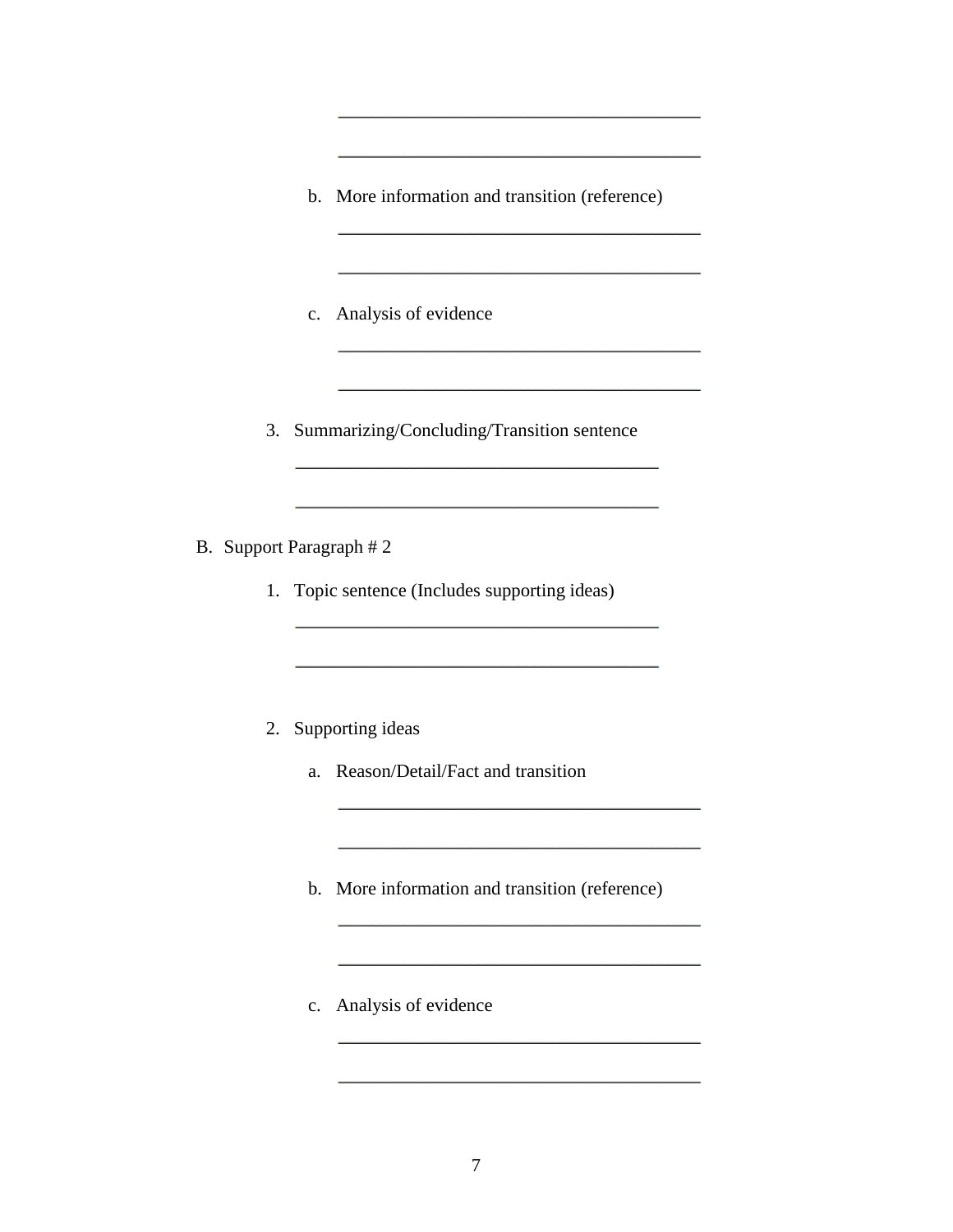________________________________________

________________________________________

b. More information and transition (reference)

________________________________________

________________________________________

c. Analysis of evidence

________________________________________

________________________________________

3. Summarizing/Concluding/Transition sentence

________________________________________

________________________________________

B. Support Paragraph # 2

1. Topic sentence (Includes supporting ideas)

________________________________________

________________________________________

2. Supporting ideas

a. Reason/Detail/Fact and transition

________________________________________

________________________________________

b. More information and transition (reference)

________________________________________

________________________________________

c. Analysis of evidence

________________________________________

________________________________________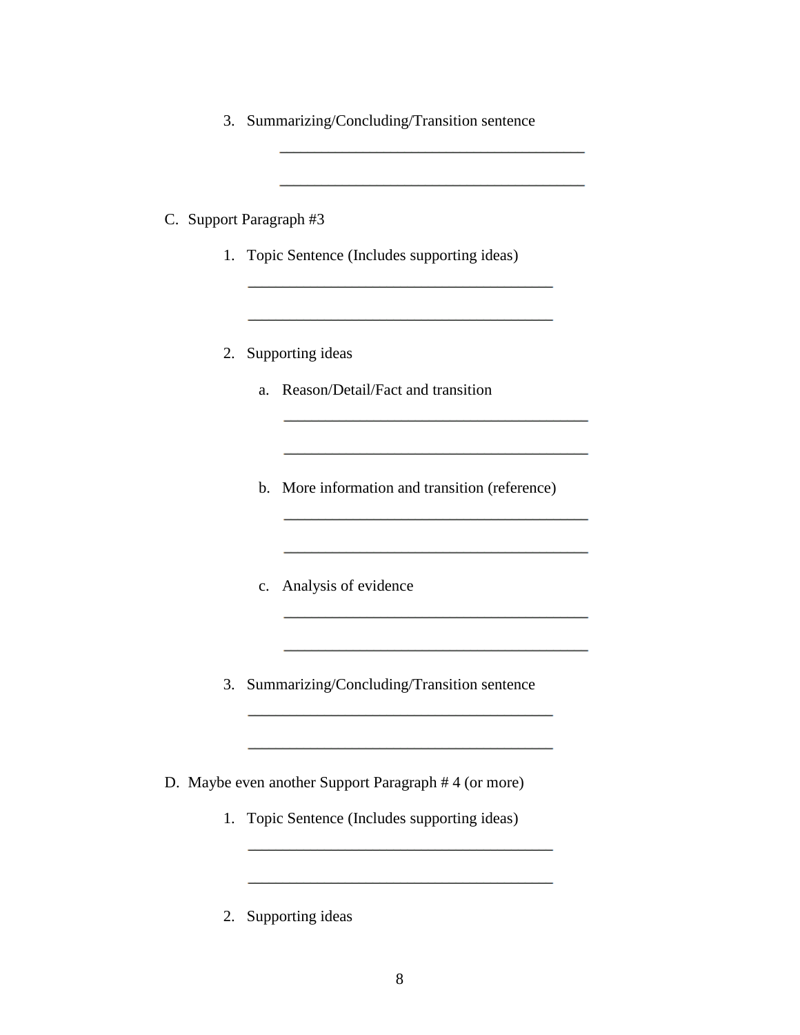3. Summarizing/Concluding/Transition sentence

    ________________________________________

    ________________________________________

C. Support Paragraph #3

1. Topic Sentence (Includes supporting ideas)

    ________________________________________

    ________________________________________

2. Supporting ideas

    a. Reason/Detail/Fact and transition

        ________________________________________

        ________________________________________

    b. More information and transition (reference)

        ________________________________________

        ________________________________________

    c. Analysis of evidence

        ________________________________________

        ________________________________________

3. Summarizing/Concluding/Transition sentence

    ________________________________________

    ________________________________________

D. Maybe even another Support Paragraph # 4 (or more)

1. Topic Sentence (Includes supporting ideas)

    ________________________________________

    ________________________________________

2. Supporting ideas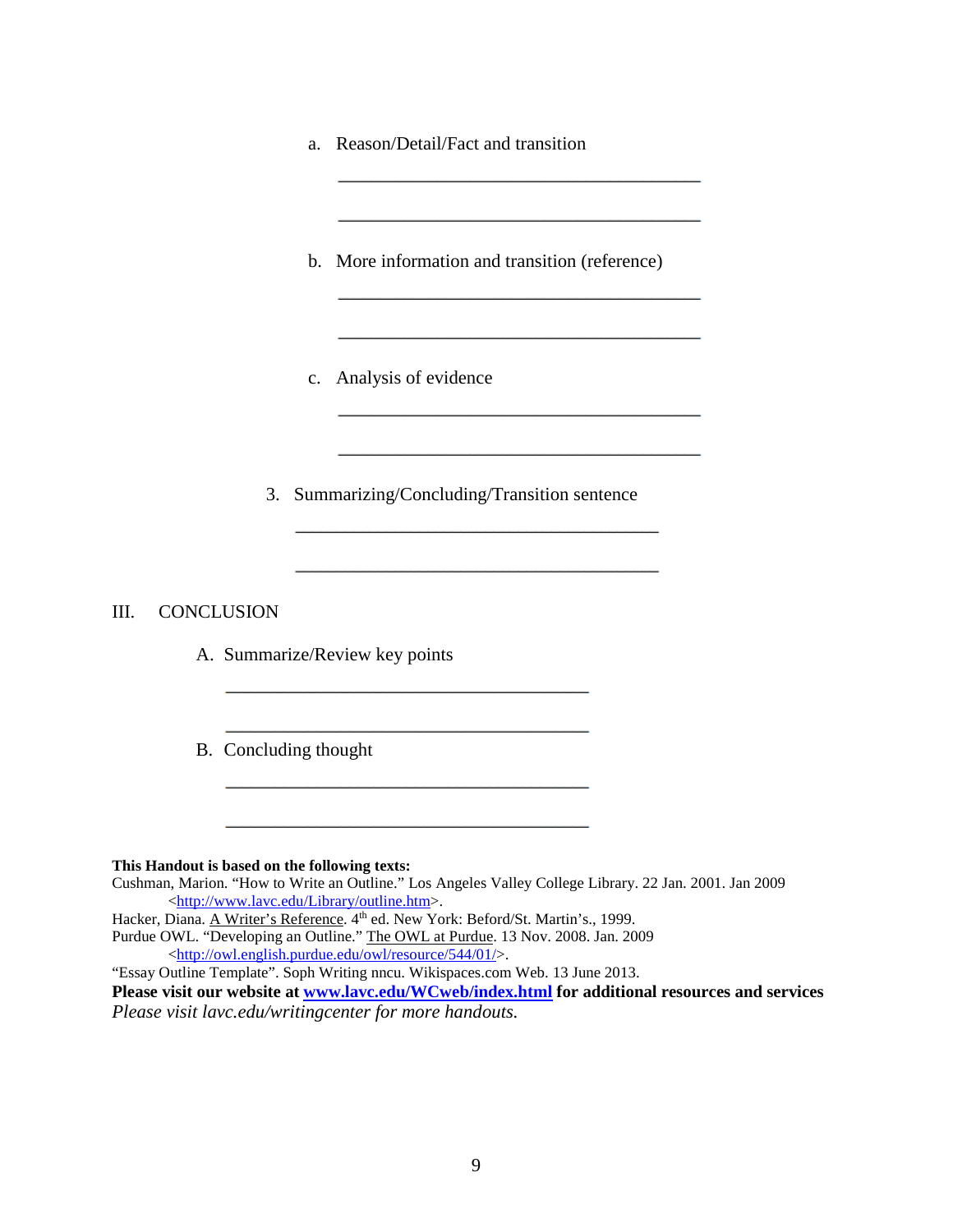a. Reason/Detail/Fact and transition

______________________________________

______________________________________

b. More information and transition (reference)

______________________________________

______________________________________

c. Analysis of evidence

______________________________________

______________________________________

3. Summarizing/Concluding/Transition sentence

______________________________________

______________________________________

III. CONCLUSION

A. Summarize/Review key points

______________________________________

______________________________________

B. Concluding thought

______________________________________

______________________________________

**This Handout is based on the following texts:**

Cushman, Marion. "How to Write an Outline." Los Angeles Valley College Library. 22 Jan. 2001. Jan 2009 <http://www.lavc.edu/Library/outline.htm>.

Hacker, Diana. A Writer's Reference. 4th ed. New York: Beford/St. Martin's., 1999.

Purdue OWL. "Developing an Outline." The OWL at Purdue. 13 Nov. 2008. Jan. 2009 <http://owl.english.purdue.edu/owl/resource/544/01/>.

"Essay Outline Template". Soph Writing nncu. Wikispaces.com Web. 13 June 2013.

**Please visit our website at www.lavc.edu/WCweb/index.html for additional resources and services**

*Please visit lavc.edu/writingcenter for more handouts.*